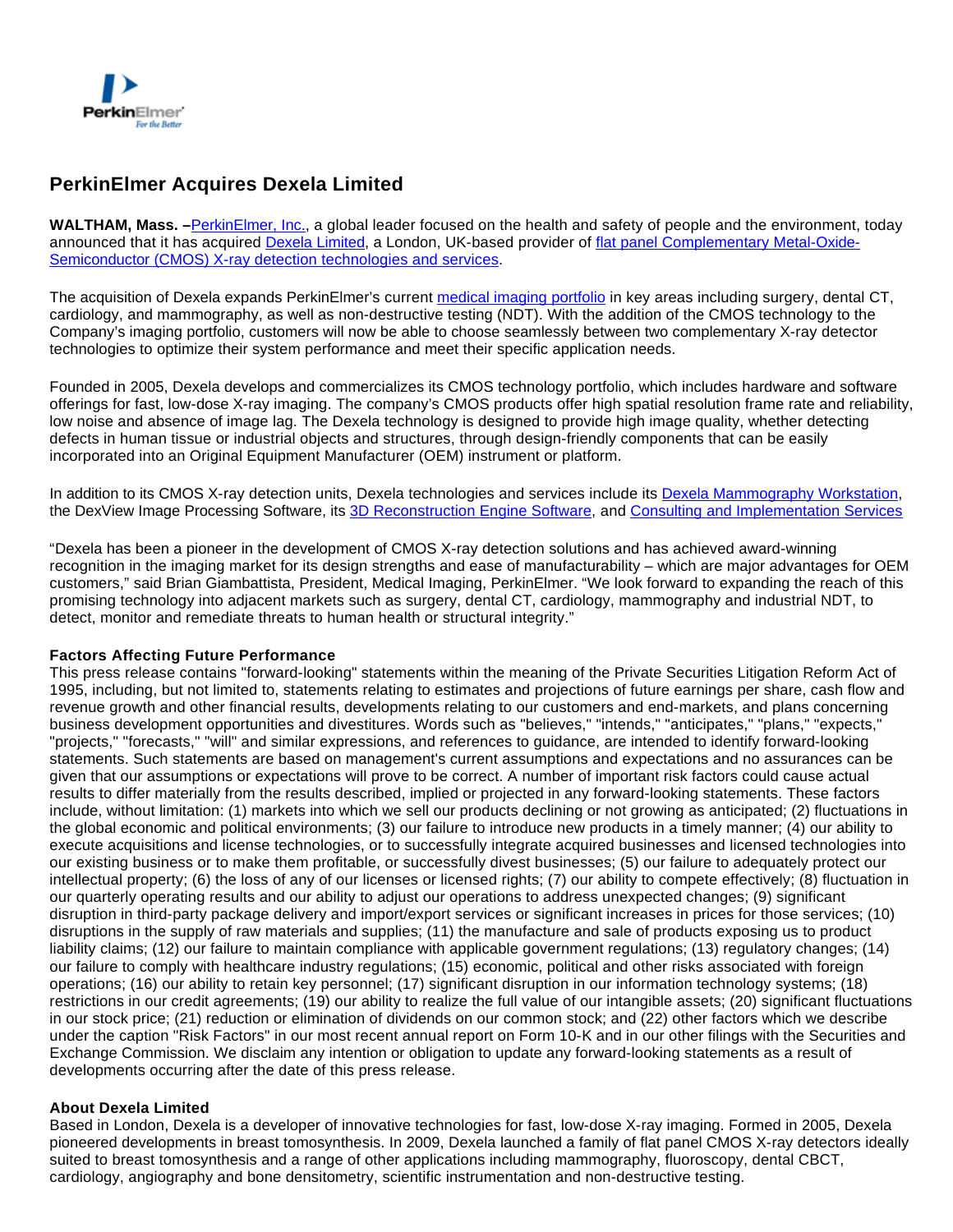# PerkinElmer Acquires Dexela Limited

**WALTHAM, Mass. –**PerkinElmer, Inc., a global leader focused on the health and safety of people and the environment, today announced that it has acquired Dexela Limited, a London, UK-based provider of flat panel Complementary Metal-Oxide-Semiconductor (CMOS) X-ray detection technologies and services.

The acquisition of Dexela expands PerkinElmer's current medical imaging portfolio in key areas including surgery, dental CT, cardiology, and mammography, as well as non-destructive testing (NDT). With the addition of the CMOS technology to the Company's imaging portfolio, customers will now be able to choose seamlessly between two complementary X-ray detector technologies to optimize their system performance and meet their specific application needs.

Founded in 2005, Dexela develops and commercializes its CMOS technology portfolio, which includes hardware and software offerings for fast, low-dose X-ray imaging. The company's CMOS products offer high spatial resolution frame rate and reliability, low noise and absence of image lag. The Dexela technology is designed to provide high image quality, whether detecting defects in human tissue or industrial objects and structures, through design-friendly components that can be easily incorporated into an Original Equipment Manufacturer (OEM) instrument or platform.

In addition to its CMOS X-ray detection units, Dexela technologies and services include its Dexela Mammography Workstation, the DexView Image Processing Software, its 3D Reconstruction Engine Software, and Consulting and Implementation Services

"Dexela has been a pioneer in the development of CMOS X-ray detection solutions and has achieved award-winning recognition in the imaging market for its design strengths and ease of manufacturability – which are major advantages for OEM customers," said Brian Giambattista, President, Medical Imaging, PerkinElmer. "We look forward to expanding the reach of this promising technology into adjacent markets such as surgery, dental CT, cardiology, mammography and industrial NDT, to detect, monitor and remediate threats to human health or structural integrity."

**Factors Affecting Future Performance**

This press release contains "forward-looking" statements within the meaning of the Private Securities Litigation Reform Act of 1995, including, but not limited to, statements relating to estimates and projections of future earnings per share, cash flow and revenue growth and other financial results, developments relating to our customers and end-markets, and plans concerning business development opportunities and divestitures. Words such as "believes," "intends," "anticipates," "plans," "expects," "projects," "forecasts," "will" and similar expressions, and references to guidance, are intended to identify forward-looking statements. Such statements are based on management's current assumptions and expectations and no assurances can be given that our assumptions or expectations will prove to be correct. A number of important risk factors could cause actual results to differ materially from the results described, implied or projected in any forward-looking statements. These factors include, without limitation: (1) markets into which we sell our products declining or not growing as anticipated; (2) fluctuations in the global economic and political environments; (3) our failure to introduce new products in a timely manner; (4) our ability to execute acquisitions and license technologies, or to successfully integrate acquired businesses and licensed technologies into our existing business or to make them profitable, or successfully divest businesses; (5) our failure to adequately protect our intellectual property; (6) the loss of any of our licenses or licensed rights; (7) our ability to compete effectively; (8) fluctuation in our quarterly operating results and our ability to adjust our operations to address unexpected changes; (9) significant disruption in third-party package delivery and import/export services or significant increases in prices for those services; (10) disruptions in the supply of raw materials and supplies; (11) the manufacture and sale of products exposing us to product liability claims; (12) our failure to maintain compliance with applicable government regulations; (13) regulatory changes; (14) our failure to comply with healthcare industry regulations; (15) economic, political and other risks associated with foreign operations; (16) our ability to retain key personnel; (17) significant disruption in our information technology systems; (18) restrictions in our credit agreements; (19) our ability to realize the full value of our intangible assets; (20) significant fluctuations in our stock price; (21) reduction or elimination of dividends on our common stock; and (22) other factors which we describe under the caption "Risk Factors" in our most recent annual report on Form 10-K and in our other filings with the Securities and Exchange Commission. We disclaim any intention or obligation to update any forward-looking statements as a result of developments occurring after the date of this press release.

**About Dexela Limited**

Based in London, Dexela is a developer of innovative technologies for fast, low-dose X-ray imaging. Formed in 2005, Dexela pioneered developments in breast tomosynthesis. In 2009, Dexela launched a family of flat panel CMOS X-ray detectors ideally suited to breast tomosynthesis and a range of other applications including mammography, fluoroscopy, dental CBCT, cardiology, angiography and bone densitometry, scientific instrumentation and non-destructive testing.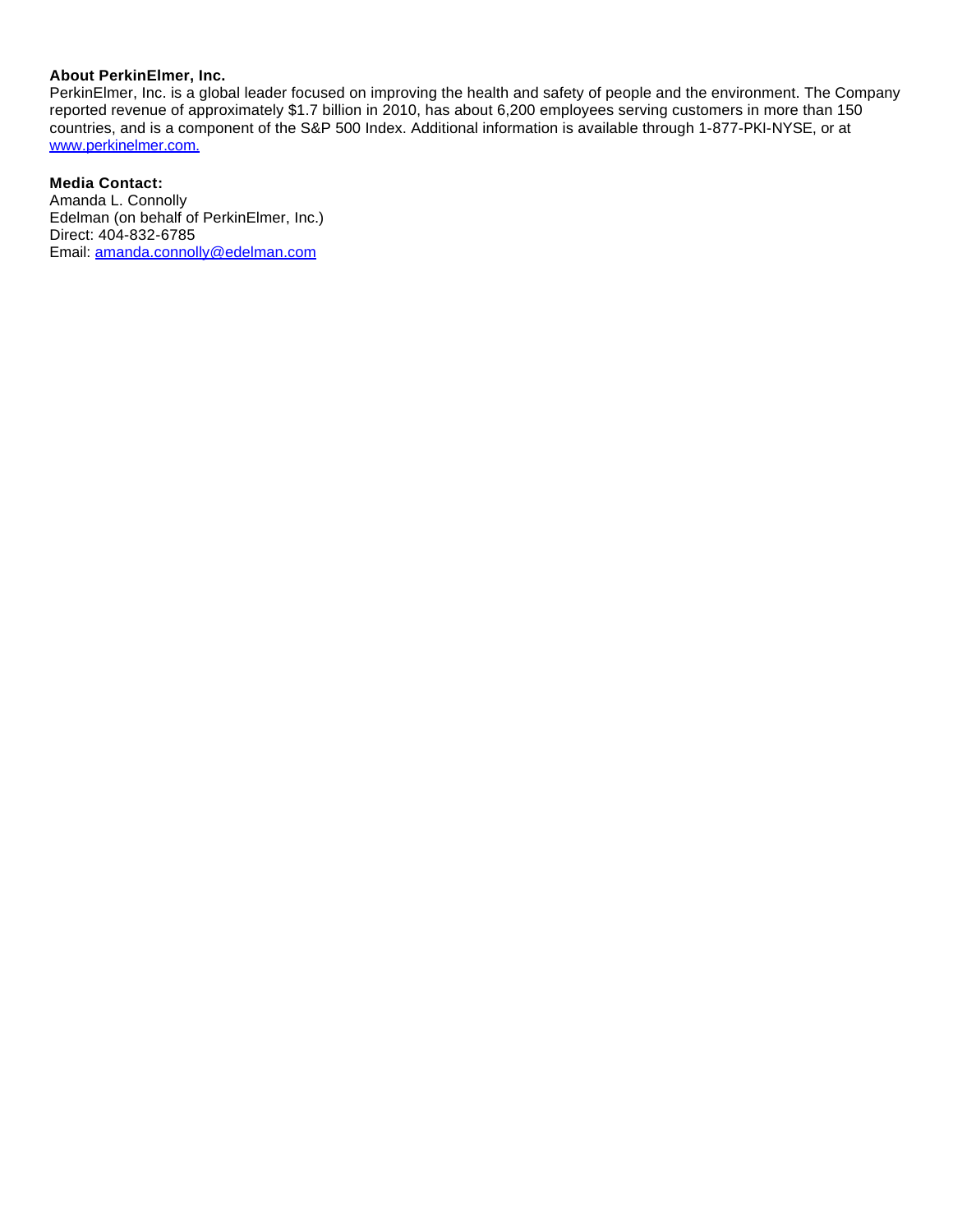**About PerkinElmer, Inc.**

PerkinElmer, Inc. is a global leader focused on improving the health and safety of people and the environment. The Company reported revenue of approximately $1.7 billion in 2010, has about 6,200 employees serving customers in more than 150 countries, and is a component of the S&P 500 Index. Additional information is available through 1-877-PKI-NYSE, or at www.perkinelmer.com.

**Media Contact:**

Amanda L. Connolly
Edelman (on behalf of PerkinElmer, Inc.)
Direct: 404-832-6785
Email: amanda.connolly@edelman.com